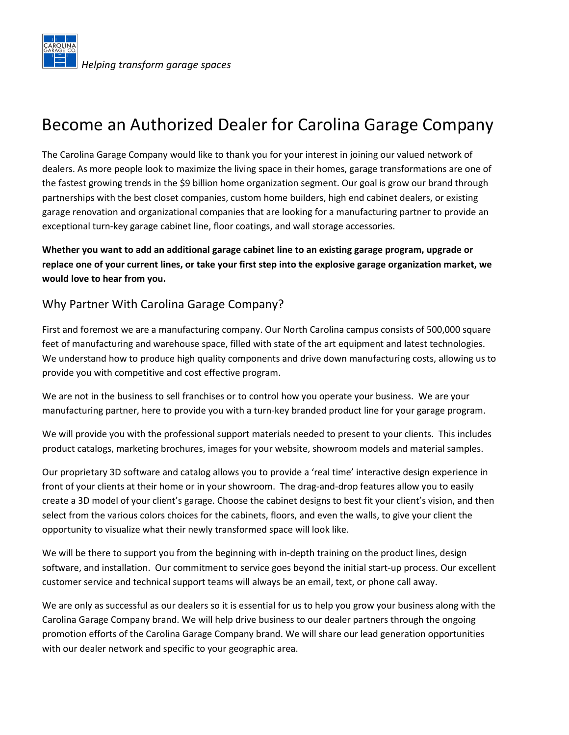CAROLINA GARAGE CO.

*Helping transform garage spaces*

# Become an Authorized Dealer for Carolina Garage Company

The Carolina Garage Company would like to thank you for your interest in joining our valued network of dealers. As more people look to maximize the living space in their homes, garage transformations are one of the fastest growing trends in the $9 billion home organization segment. Our goal is grow our brand through partnerships with the best closet companies, custom home builders, high end cabinet dealers, or existing garage renovation and organizational companies that are looking for a manufacturing partner to provide an exceptional turn-key garage cabinet line, floor coatings, and wall storage accessories.

**Whether you want to add an additional garage cabinet line to an existing garage program, upgrade or replace one of your current lines, or take your first step into the explosive garage organization market, we would love to hear from you.**

## Why Partner With Carolina Garage Company?

First and foremost we are a manufacturing company. Our North Carolina campus consists of 500,000 square feet of manufacturing and warehouse space, filled with state of the art equipment and latest technologies. We understand how to produce high quality components and drive down manufacturing costs, allowing us to provide you with competitive and cost effective program.

We are not in the business to sell franchises or to control how you operate your business. We are your manufacturing partner, here to provide you with a turn-key branded product line for your garage program.

We will provide you with the professional support materials needed to present to your clients. This includes product catalogs, marketing brochures, images for your website, showroom models and material samples.

Our proprietary 3D software and catalog allows you to provide a 'real time' interactive design experience in front of your clients at their home or in your showroom. The drag-and-drop features allow you to easily create a 3D model of your client's garage. Choose the cabinet designs to best fit your client's vision, and then select from the various colors choices for the cabinets, floors, and even the walls, to give your client the opportunity to visualize what their newly transformed space will look like.

We will be there to support you from the beginning with in-depth training on the product lines, design software, and installation. Our commitment to service goes beyond the initial start-up process. Our excellent customer service and technical support teams will always be an email, text, or phone call away.

We are only as successful as our dealers so it is essential for us to help you grow your business along with the Carolina Garage Company brand. We will help drive business to our dealer partners through the ongoing promotion efforts of the Carolina Garage Company brand. We will share our lead generation opportunities with our dealer network and specific to your geographic area.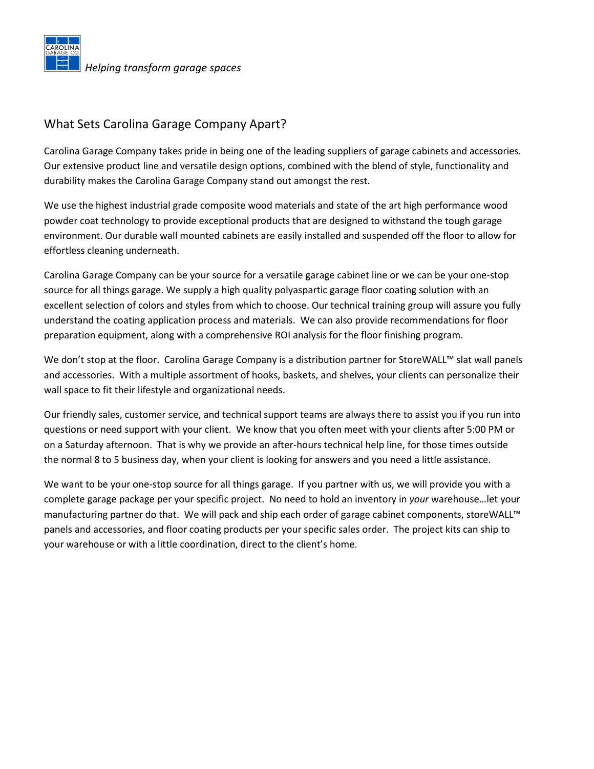*Helping transform garage spaces*

## What Sets Carolina Garage Company Apart?

Carolina Garage Company takes pride in being one of the leading suppliers of garage cabinets and accessories. Our extensive product line and versatile design options, combined with the blend of style, functionality and durability makes the Carolina Garage Company stand out amongst the rest.

We use the highest industrial grade composite wood materials and state of the art high performance wood powder coat technology to provide exceptional products that are designed to withstand the tough garage environment. Our durable wall mounted cabinets are easily installed and suspended off the floor to allow for effortless cleaning underneath.

Carolina Garage Company can be your source for a versatile garage cabinet line or we can be your one-stop source for all things garage. We supply a high quality polyaspartic garage floor coating solution with an excellent selection of colors and styles from which to choose. Our technical training group will assure you fully understand the coating application process and materials. We can also provide recommendations for floor preparation equipment, along with a comprehensive ROI analysis for the floor finishing program.

We don't stop at the floor. Carolina Garage Company is a distribution partner for StoreWALL™ slat wall panels and accessories. With a multiple assortment of hooks, baskets, and shelves, your clients can personalize their wall space to fit their lifestyle and organizational needs.

Our friendly sales, customer service, and technical support teams are always there to assist you if you run into questions or need support with your client. We know that you often meet with your clients after 5:00 PM or on a Saturday afternoon. That is why we provide an after-hours technical help line, for those times outside the normal 8 to 5 business day, when your client is looking for answers and you need a little assistance.

We want to be your one-stop source for all things garage. If you partner with us, we will provide you with a complete garage package per your specific project. No need to hold an inventory in *your* warehouse…let your manufacturing partner do that. We will pack and ship each order of garage cabinet components, storeWALL™ panels and accessories, and floor coating products per your specific sales order. The project kits can ship to your warehouse or with a little coordination, direct to the client's home.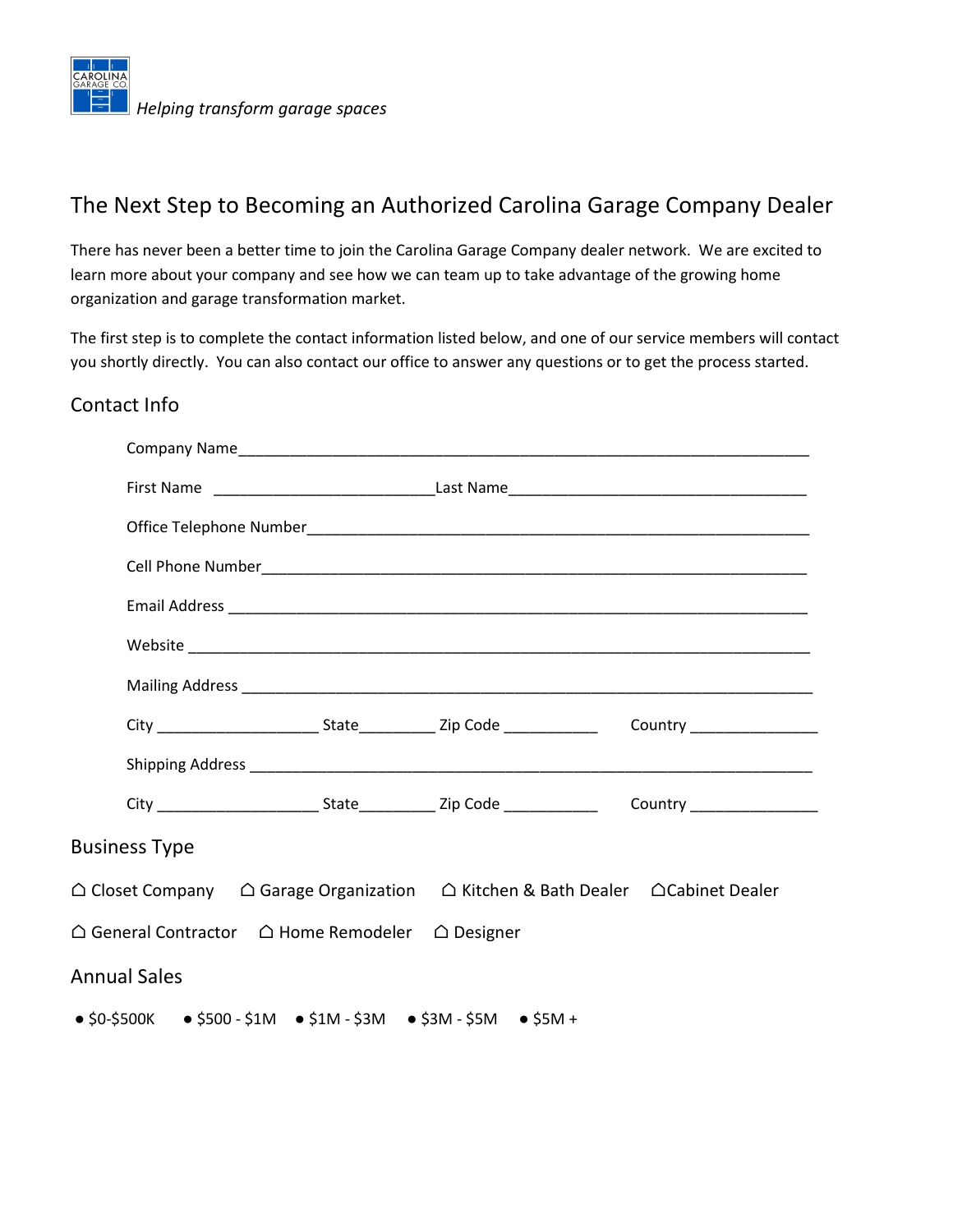CAROLINA GARAGE CO.

*Helping transform garage spaces*

# The Next Step to Becoming an Authorized Carolina Garage Company Dealer

There has never been a better time to join the Carolina Garage Company dealer network. We are excited to learn more about your company and see how we can team up to take advantage of the growing home organization and garage transformation market.

The first step is to complete the contact information listed below, and one of our service members will contact you shortly directly. You can also contact our office to answer any questions or to get the process started.

## Contact Info

Company Name_______________________________________________________________________

First Name ___________________________Last Name____________________________________

Office Telephone Number______________________________________________________________

Cell Phone Number___________________________________________________________________

Email Address _______________________________________________________________________

Website ____________________________________________________________________________

Mailing Address ______________________________________________________________________

City ___________________ State_________ Zip Code ___________ Country _______________

Shipping Address _____________________________________________________________________

City ___________________ State_________ Zip Code ___________ Country _______________

## Business Type

☐ Closet Company ☐ Garage Organization ☐ Kitchen & Bath Dealer ☐Cabinet Dealer

☐ General Contractor ☐ Home Remodeler ☐ Designer

## Annual Sales

● $0-$500K ● $500 - $1M ● $1M - $3M ● $3M - $5M ● $5M +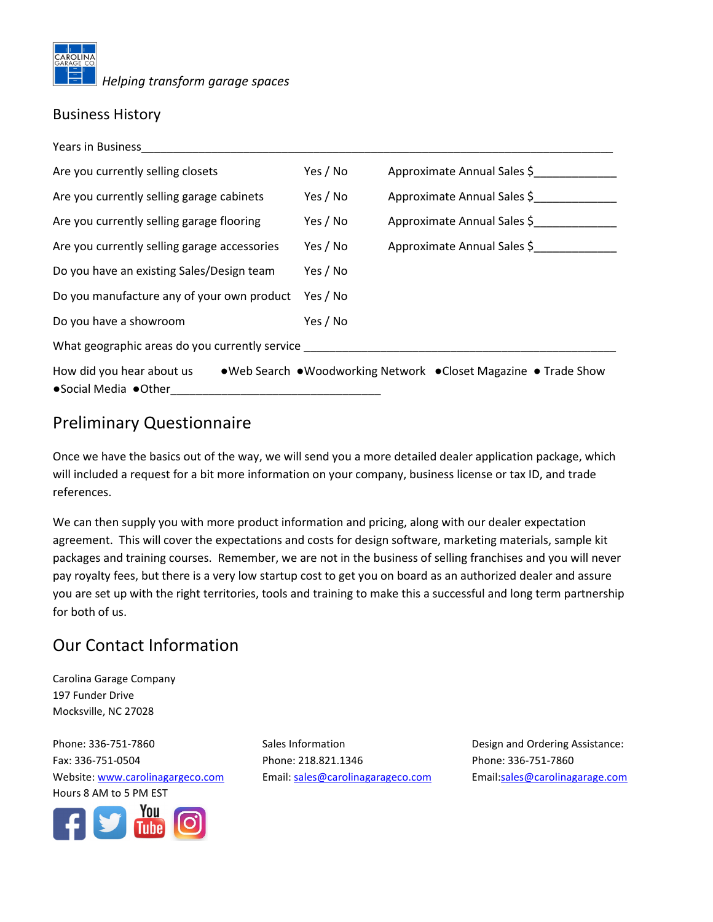CAROLINA GARAGE CO.

*Helping transform garage spaces*

## Business History

Years in Business________________________________________________________________________

| | | |
|---|---|---|
| Are you currently selling closets | Yes / No | Approximate Annual Sales $____________ |
| Are you currently selling garage cabinets | Yes / No | Approximate Annual Sales $____________ |
| Are you currently selling garage flooring | Yes / No | Approximate Annual Sales $____________ |
| Are you currently selling garage accessories | Yes / No | Approximate Annual Sales $____________ |
| Do you have an existing Sales/Design team | Yes / No | |
| Do you manufacture any of your own product | Yes / No | |
| Do you have a showroom | Yes / No | |

What geographic areas do you currently service ______________________________________________

How did you hear about us ●Web Search ●Woodworking Network ●Closet Magazine ● Trade Show ●Social Media ●Other________________________________

## Preliminary Questionnaire

Once we have the basics out of the way, we will send you a more detailed dealer application package, which will included a request for a bit more information on your company, business license or tax ID, and trade references.

We can then supply you with more product information and pricing, along with our dealer expectation agreement. This will cover the expectations and costs for design software, marketing materials, sample kit packages and training courses. Remember, we are not in the business of selling franchises and you will never pay royalty fees, but there is a very low startup cost to get you on board as an authorized dealer and assure you are set up with the right territories, tools and training to make this a successful and long term partnership for both of us.

## Our Contact Information

Carolina Garage Company
197 Funder Drive
Mocksville, NC 27028

Phone: 336-751-7860
Fax: 336-751-0504
Website: www.carolinagargeco.com
Hours 8 AM to 5 PM EST

Sales Information
Phone: 218.821.1346
Email: sales@carolinagarageco.com

Design and Ordering Assistance:
Phone: 336-751-7860
Email:sales@carolinagarage.com